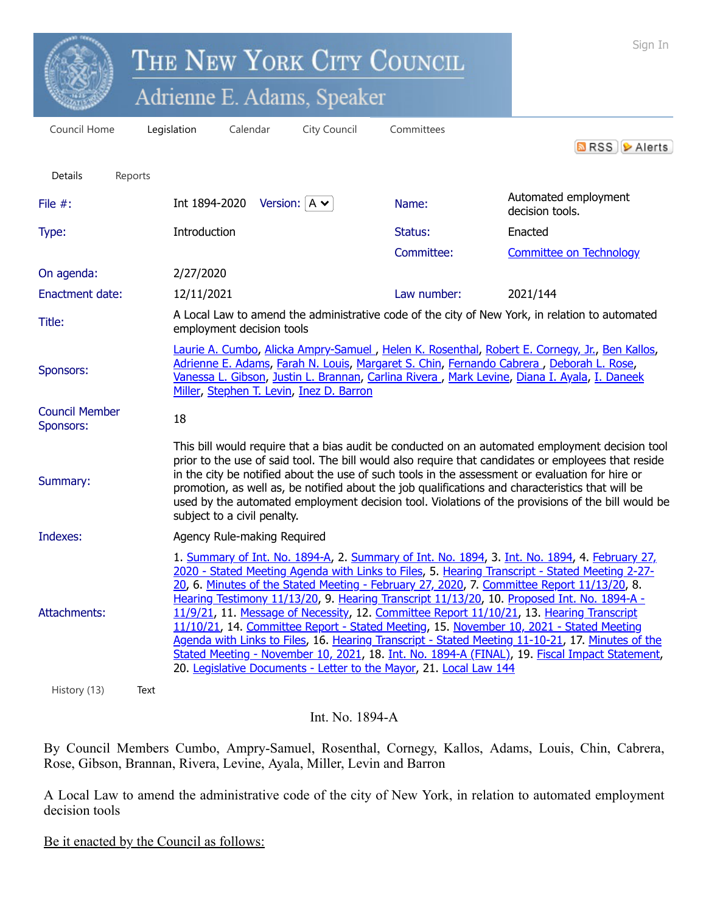# The New York City Council

## Adrienne E. Adams, Speaker

Sign In

Council Home | Legislation | Calendar | City Council | Committees

RSS | Alerts

Details | Reports

| | | | |
|---|---|---|---|
| **File #:** | Int 1894-2020 Version: A | **Name:** | Automated employment decision tools. |
| **Type:** | Introduction | **Status:** | Enacted |
| | | **Committee:** | Committee on Technology |
| **On agenda:** | 2/27/2020 | | |
| **Enactment date:** | 12/11/2021 | **Law number:** | 2021/144 |

**Title:** A Local Law to amend the administrative code of the city of New York, in relation to automated employment decision tools

**Sponsors:** Laurie A. Cumbo, Alicka Ampry-Samuel , Helen K. Rosenthal, Robert E. Cornegy, Jr., Ben Kallos, Adrienne E. Adams, Farah N. Louis, Margaret S. Chin, Fernando Cabrera , Deborah L. Rose, Vanessa L. Gibson, Justin L. Brannan, Carlina Rivera , Mark Levine, Diana I. Ayala, I. Daneek Miller, Stephen T. Levin, Inez D. Barron

**Council Member Sponsors:** 18

**Summary:** This bill would require that a bias audit be conducted on an automated employment decision tool prior to the use of said tool. The bill would also require that candidates or employees that reside in the city be notified about the use of such tools in the assessment or evaluation for hire or promotion, as well as, be notified about the job qualifications and characteristics that will be used by the automated employment decision tool. Violations of the provisions of the bill would be subject to a civil penalty.

**Indexes:** Agency Rule-making Required

**Attachments:** 1. Summary of Int. No. 1894-A, 2. Summary of Int. No. 1894, 3. Int. No. 1894, 4. February 27, 2020 - Stated Meeting Agenda with Links to Files, 5. Hearing Transcript - Stated Meeting 2-27-20, 6. Minutes of the Stated Meeting - February 27, 2020, 7. Committee Report 11/13/20, 8. Hearing Testimony 11/13/20, 9. Hearing Transcript 11/13/20, 10. Proposed Int. No. 1894-A - 11/9/21, 11. Message of Necessity, 12. Committee Report 11/10/21, 13. Hearing Transcript 11/10/21, 14. Committee Report - Stated Meeting, 15. November 10, 2021 - Stated Meeting Agenda with Links to Files, 16. Hearing Transcript - Stated Meeting 11-10-21, 17. Minutes of the Stated Meeting - November 10, 2021, 18. Int. No. 1894-A (FINAL), 19. Fiscal Impact Statement, 20. Legislative Documents - Letter to the Mayor, 21. Local Law 144

History (13) | Text

Int. No. 1894-A

By Council Members Cumbo, Ampry-Samuel, Rosenthal, Cornegy, Kallos, Adams, Louis, Chin, Cabrera, Rose, Gibson, Brannan, Rivera, Levine, Ayala, Miller, Levin and Barron

A Local Law to amend the administrative code of the city of New York, in relation to automated employment decision tools

Be it enacted by the Council as follows: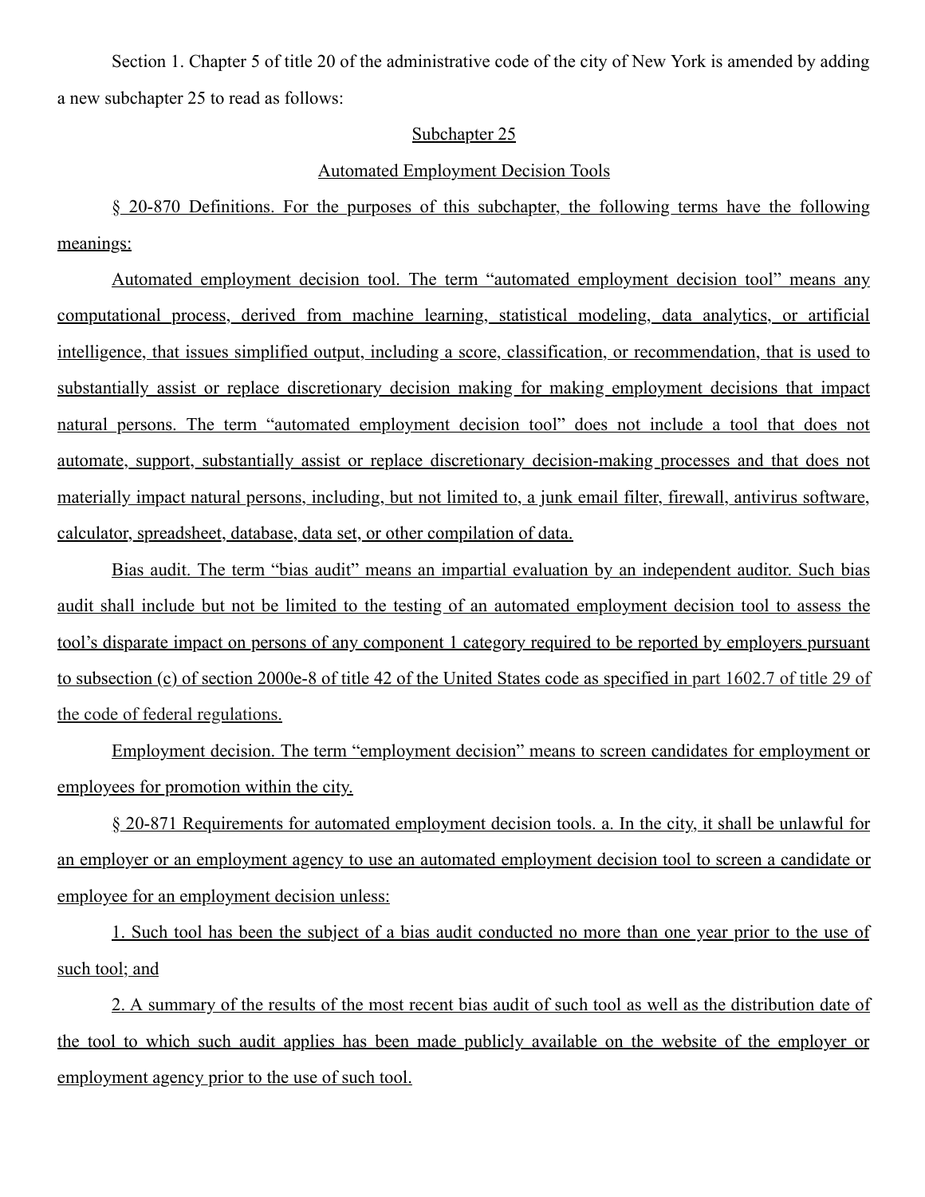Section 1. Chapter 5 of title 20 of the administrative code of the city of New York is amended by adding a new subchapter 25 to read as follows:

Subchapter 25

Automated Employment Decision Tools

§ 20-870 Definitions. For the purposes of this subchapter, the following terms have the following meanings:

Automated employment decision tool. The term "automated employment decision tool" means any computational process, derived from machine learning, statistical modeling, data analytics, or artificial intelligence, that issues simplified output, including a score, classification, or recommendation, that is used to substantially assist or replace discretionary decision making for making employment decisions that impact natural persons. The term "automated employment decision tool" does not include a tool that does not automate, support, substantially assist or replace discretionary decision-making processes and that does not materially impact natural persons, including, but not limited to, a junk email filter, firewall, antivirus software, calculator, spreadsheet, database, data set, or other compilation of data.

Bias audit. The term "bias audit" means an impartial evaluation by an independent auditor. Such bias audit shall include but not be limited to the testing of an automated employment decision tool to assess the tool's disparate impact on persons of any component 1 category required to be reported by employers pursuant to subsection (c) of section 2000e-8 of title 42 of the United States code as specified in part 1602.7 of title 29 of the code of federal regulations.

Employment decision. The term "employment decision" means to screen candidates for employment or employees for promotion within the city.

§ 20-871 Requirements for automated employment decision tools. a. In the city, it shall be unlawful for an employer or an employment agency to use an automated employment decision tool to screen a candidate or employee for an employment decision unless:

1. Such tool has been the subject of a bias audit conducted no more than one year prior to the use of such tool; and

2. A summary of the results of the most recent bias audit of such tool as well as the distribution date of the tool to which such audit applies has been made publicly available on the website of the employer or employment agency prior to the use of such tool.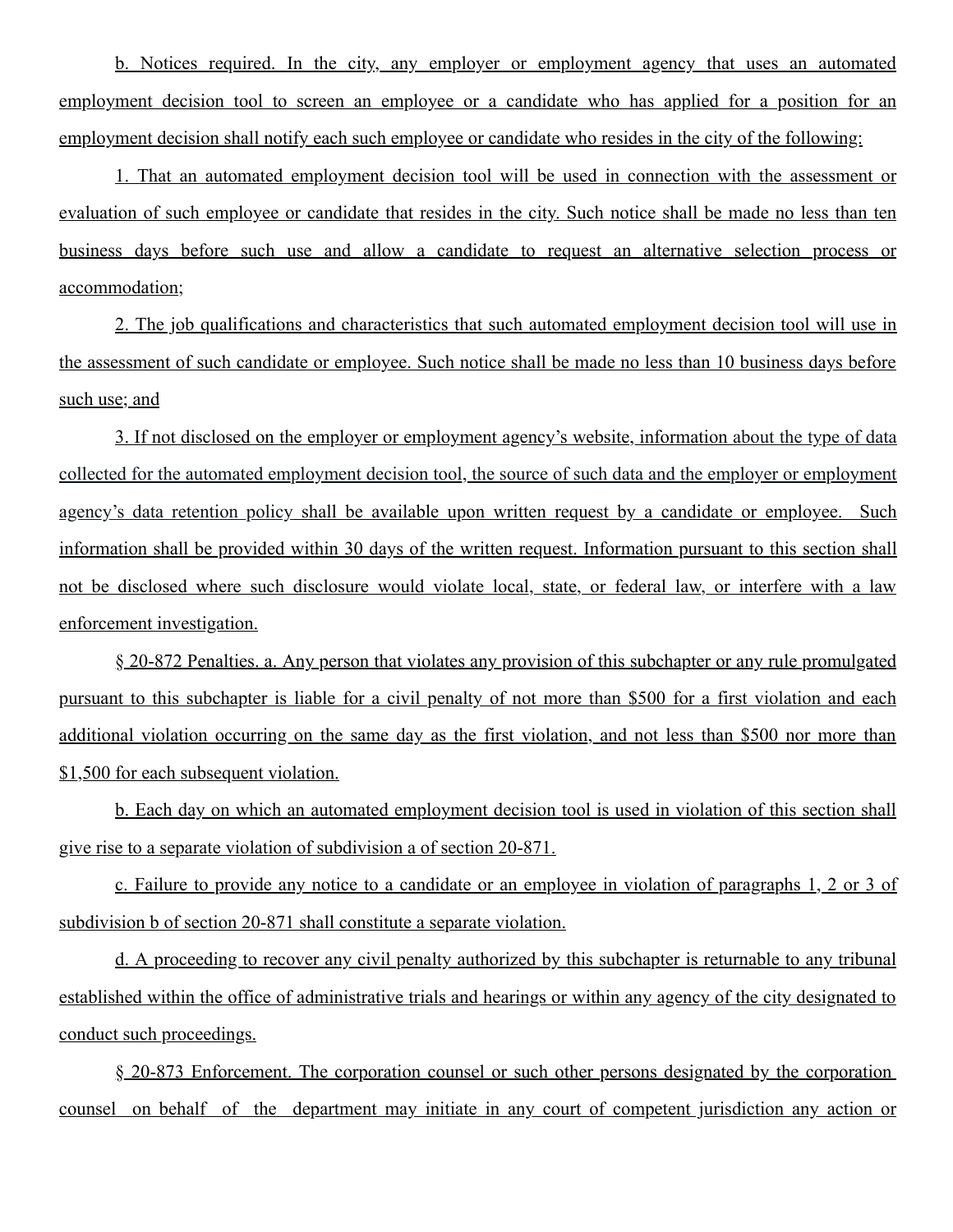b. Notices required. In the city, any employer or employment agency that uses an automated employment decision tool to screen an employee or a candidate who has applied for a position for an employment decision shall notify each such employee or candidate who resides in the city of the following:

1. That an automated employment decision tool will be used in connection with the assessment or evaluation of such employee or candidate that resides in the city. Such notice shall be made no less than ten business days before such use and allow a candidate to request an alternative selection process or accommodation;

2. The job qualifications and characteristics that such automated employment decision tool will use in the assessment of such candidate or employee. Such notice shall be made no less than 10 business days before such use; and

3. If not disclosed on the employer or employment agency's website, information about the type of data collected for the automated employment decision tool, the source of such data and the employer or employment agency's data retention policy shall be available upon written request by a candidate or employee. Such information shall be provided within 30 days of the written request. Information pursuant to this section shall not be disclosed where such disclosure would violate local, state, or federal law, or interfere with a law enforcement investigation.

§ 20-872 Penalties. a. Any person that violates any provision of this subchapter or any rule promulgated pursuant to this subchapter is liable for a civil penalty of not more than $500 for a first violation and each additional violation occurring on the same day as the first violation, and not less than $500 nor more than $1,500 for each subsequent violation.

b. Each day on which an automated employment decision tool is used in violation of this section shall give rise to a separate violation of subdivision a of section 20-871.

c. Failure to provide any notice to a candidate or an employee in violation of paragraphs 1, 2 or 3 of subdivision b of section 20-871 shall constitute a separate violation.

d. A proceeding to recover any civil penalty authorized by this subchapter is returnable to any tribunal established within the office of administrative trials and hearings or within any agency of the city designated to conduct such proceedings.

§ 20-873 Enforcement. The corporation counsel or such other persons designated by the corporation counsel on behalf of the department may initiate in any court of competent jurisdiction any action or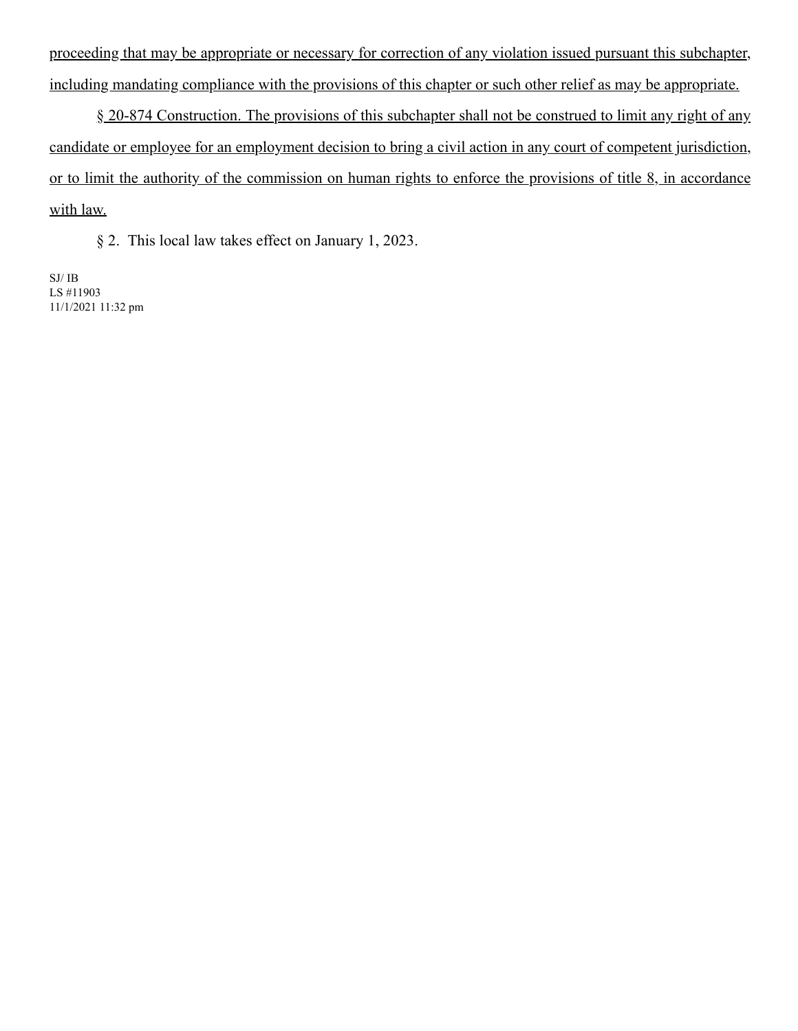proceeding that may be appropriate or necessary for correction of any violation issued pursuant this subchapter, including mandating compliance with the provisions of this chapter or such other relief as may be appropriate.

§ 20-874 Construction. The provisions of this subchapter shall not be construed to limit any right of any candidate or employee for an employment decision to bring a civil action in any court of competent jurisdiction, or to limit the authority of the commission on human rights to enforce the provisions of title 8, in accordance with law.

§ 2. This local law takes effect on January 1, 2023.

SJ/ IB
LS #11903
11/1/2021 11:32 pm